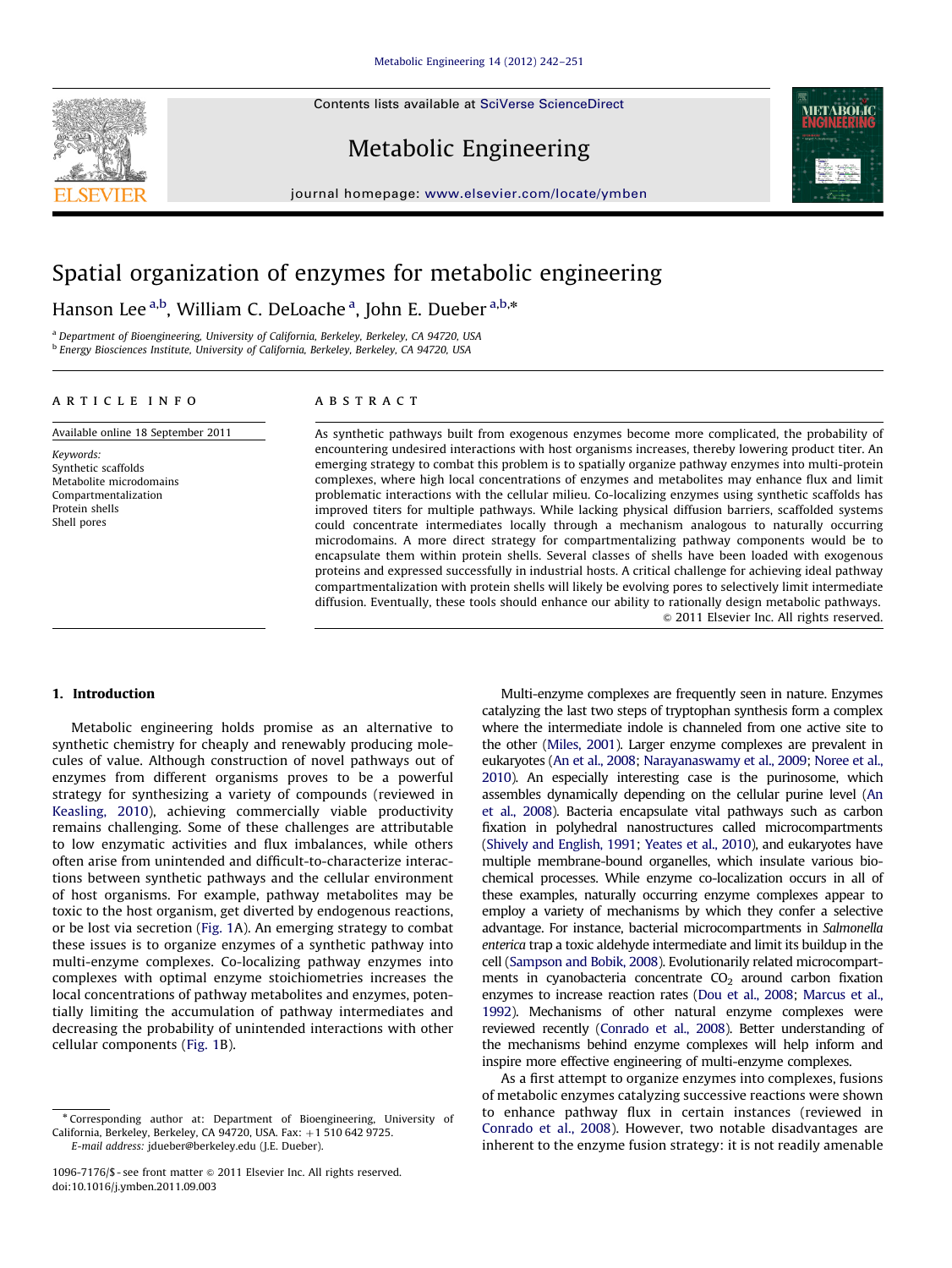# Spatial organization of enzymes for metabolic engineering

Hanson Lee [a,b], William C. DeLoache [a], John E. Dueber [a,b,*]

[a] Department of Bioengineering, University of California, Berkeley, Berkeley, CA 94720, USA
[b] Energy Biosciences Institute, University of California, Berkeley, Berkeley, CA 94720, USA

**ARTICLE INFO**

Available online 18 September 2011

*Keywords:*
Synthetic scaffolds
Metabolite microdomains
Compartmentalization
Protein shells
Shell pores

**ABSTRACT**

As synthetic pathways built from exogenous enzymes become more complicated, the probability of encountering undesired interactions with host organisms increases, thereby lowering product titer. An emerging strategy to combat this problem is to spatially organize pathway enzymes into multi-protein complexes, where high local concentrations of enzymes and metabolites may enhance flux and limit problematic interactions with the cellular milieu. Co-localizing enzymes using synthetic scaffolds has improved titers for multiple pathways. While lacking physical diffusion barriers, scaffolded systems could concentrate intermediates locally through a mechanism analogous to naturally occurring microdomains. A more direct strategy for compartmentalizing pathway components would be to encapsulate them within protein shells. Several classes of shells have been loaded with exogenous proteins and expressed successfully in industrial hosts. A critical challenge for achieving ideal pathway compartmentalization with protein shells will likely be evolving pores to selectively limit intermediate diffusion. Eventually, these tools should enhance our ability to rationally design metabolic pathways.

© 2011 Elsevier Inc. All rights reserved.

## 1. Introduction

Metabolic engineering holds promise as an alternative to synthetic chemistry for cheaply and renewably producing molecules of value. Although construction of novel pathways out of enzymes from different organisms proves to be a powerful strategy for synthesizing a variety of compounds (reviewed in Keasling, 2010), achieving commercially viable productivity remains challenging. Some of these challenges are attributable to low enzymatic activities and flux imbalances, while others often arise from unintended and difficult-to-characterize interactions between synthetic pathways and the cellular environment of host organisms. For example, pathway metabolites may be toxic to the host organism, get diverted by endogenous reactions, or be lost via secretion (Fig. 1A). An emerging strategy to combat these issues is to organize enzymes of a synthetic pathway into multi-enzyme complexes. Co-localizing pathway enzymes into complexes with optimal enzyme stoichiometries increases the local concentrations of pathway metabolites and enzymes, potentially limiting the accumulation of pathway intermediates and decreasing the probability of unintended interactions with other cellular components (Fig. 1B).

Multi-enzyme complexes are frequently seen in nature. Enzymes catalyzing the last two steps of tryptophan synthesis form a complex where the intermediate indole is channeled from one active site to the other (Miles, 2001). Larger enzyme complexes are prevalent in eukaryotes (An et al., 2008; Narayanaswamy et al., 2009; Noree et al., 2010). An especially interesting case is the purinosome, which assembles dynamically depending on the cellular purine level (An et al., 2008). Bacteria encapsulate vital pathways such as carbon fixation in polyhedral nanostructures called microcompartments (Shively and English, 1991; Yeates et al., 2010), and eukaryotes have multiple membrane-bound organelles, which insulate various biochemical processes. While enzyme co-localization occurs in all of these examples, naturally occurring enzyme complexes appear to employ a variety of mechanisms by which they confer a selective advantage. For instance, bacterial microcompartments in *Salmonella enterica* trap a toxic aldehyde intermediate and limit its buildup in the cell (Sampson and Bobik, 2008). Evolutionarily related microcompartments in cyanobacteria concentrate $CO_2$ around carbon fixation enzymes to increase reaction rates (Dou et al., 2008; Marcus et al., 1992). Mechanisms of other natural enzyme complexes were reviewed recently (Conrado et al., 2008). Better understanding of the mechanisms behind enzyme complexes will help inform and inspire more effective engineering of multi-enzyme complexes.

As a first attempt to organize enzymes into complexes, fusions of metabolic enzymes catalyzing successive reactions were shown to enhance pathway flux in certain instances (reviewed in Conrado et al., 2008). However, two notable disadvantages are inherent to the enzyme fusion strategy: it is not readily amenable

---

* Corresponding author at: Department of Bioengineering, University of California, Berkeley, Berkeley, CA 94720, USA. Fax: +1 510 642 9725.
E-mail address: jdueber@berkeley.edu (J.E. Dueber).

1096-7176/$ - see front matter © 2011 Elsevier Inc. All rights reserved.
doi:10.1016/j.ymben.2011.09.003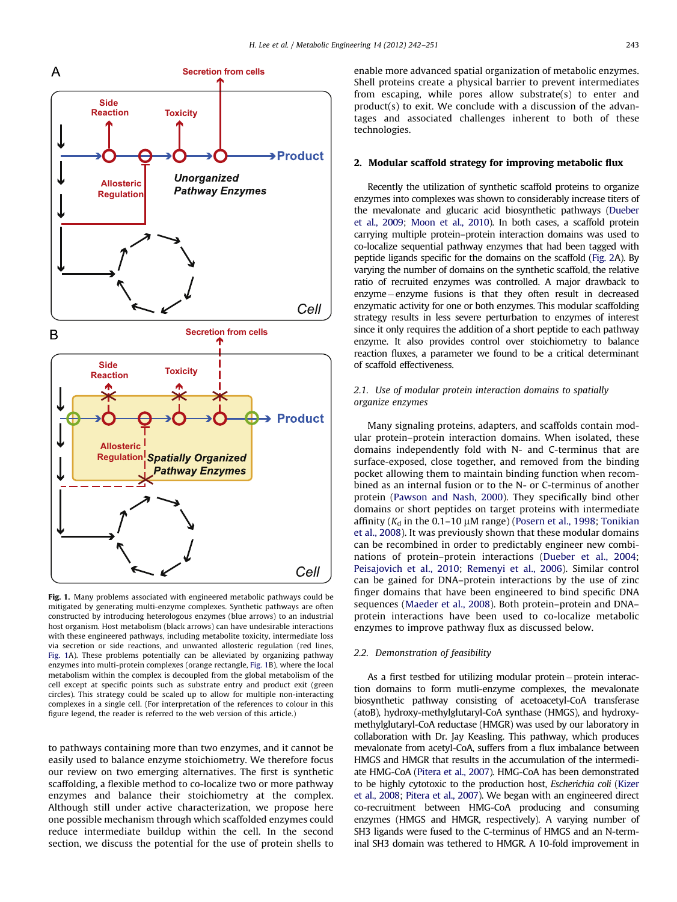**Fig. 1.** Many problems associated with engineered metabolic pathways could be mitigated by generating multi-enzyme complexes. Synthetic pathways are often constructed by introducing heterologous enzymes (blue arrows) to an industrial host organism. Host metabolism (black arrows) can have undesirable interactions with these engineered pathways, including metabolite toxicity, intermediate loss via secretion or side reactions, and unwanted allosteric regulation (red lines, Fig. 1A). These problems potentially can be alleviated by organizing pathway enzymes into multi-protein complexes (orange rectangle, Fig. 1B), where the local metabolism within the complex is decoupled from the global metabolism of the cell except at specific points such as substrate entry and product exit (green circles). This strategy could be scaled up to allow for multiple non-interacting complexes in a single cell. (For interpretation of the references to colour in this figure legend, the reader is referred to the web version of this article.)

to pathways containing more than two enzymes, and it cannot be easily used to balance enzyme stoichiometry. We therefore focus our review on two emerging alternatives. The first is synthetic scaffolding, a flexible method to co-localize two or more pathway enzymes and balance their stoichiometry at the complex. Although still under active characterization, we propose here one possible mechanism through which scaffolded enzymes could reduce intermediate buildup within the cell. In the second section, we discuss the potential for the use of protein shells to enable more advanced spatial organization of metabolic enzymes. Shell proteins create a physical barrier to prevent intermediates from escaping, while pores allow substrate(s) to enter and product(s) to exit. We conclude with a discussion of the advantages and associated challenges inherent to both of these technologies.

## 2. Modular scaffold strategy for improving metabolic flux

Recently the utilization of synthetic scaffold proteins to organize enzymes into complexes was shown to considerably increase titers of the mevalonate and glucaric acid biosynthetic pathways (Dueber et al., 2009; Moon et al., 2010). In both cases, a scaffold protein carrying multiple protein–protein interaction domains was used to co-localize sequential pathway enzymes that had been tagged with peptide ligands specific for the domains on the scaffold (Fig. 2A). By varying the number of domains on the synthetic scaffold, the relative ratio of recruited enzymes was controlled. A major drawback to enzyme–enzyme fusions is that they often result in decreased enzymatic activity for one or both enzymes. This modular scaffolding strategy results in less severe perturbation to enzymes of interest since it only requires the addition of a short peptide to each pathway enzyme. It also provides control over stoichiometry to balance reaction fluxes, a parameter we found to be a critical determinant of scaffold effectiveness.

### 2.1. Use of modular protein interaction domains to spatially organize enzymes

Many signaling proteins, adapters, and scaffolds contain modular protein–protein interaction domains. When isolated, these domains independently fold with N- and C-terminus that are surface-exposed, close together, and removed from the binding pocket allowing them to maintain binding function when recombined as an internal fusion or to the N- or C-terminus of another protein (Pawson and Nash, 2000). They specifically bind other domains or short peptides on target proteins with intermediate affinity ($K_d$ in the 0.1–10 μM range) (Posern et al., 1998; Tonikian et al., 2008). It was previously shown that these modular domains can be recombined in order to predictably engineer new combinations of protein–protein interactions (Dueber et al., 2004; Peisajovich et al., 2010; Remenyi et al., 2006). Similar control can be gained for DNA–protein interactions by the use of zinc finger domains that have been engineered to bind specific DNA sequences (Maeder et al., 2008). Both protein–protein and DNA–protein interactions have been used to co-localize metabolic enzymes to improve pathway flux as discussed below.

### 2.2. Demonstration of feasibility

As a first testbed for utilizing modular protein–protein interaction domains to form mutli-enzyme complexes, the mevalonate biosynthetic pathway consisting of acetoacetyl-CoA transferase (atoB), hydroxy-methylglutaryl-CoA synthase (HMGS), and hydroxy-methylglutaryl-CoA reductase (HMGR) was used by our laboratory in collaboration with Dr. Jay Keasling. This pathway, which produces mevalonate from acetyl-CoA, suffers from a flux imbalance between HMGS and HMGR that results in the accumulation of the intermediate HMG-CoA (Pitera et al., 2007). HMG-CoA has been demonstrated to be highly cytotoxic to the production host, *Escherichia coli* (Kizer et al., 2008; Pitera et al., 2007). We began with an engineered direct co-recruitment between HMG-CoA producing and consuming enzymes (HMGS and HMGR, respectively). A varying number of SH3 ligands were fused to the C-terminus of HMGS and an N-terminal SH3 domain was tethered to HMGR. A 10-fold improvement in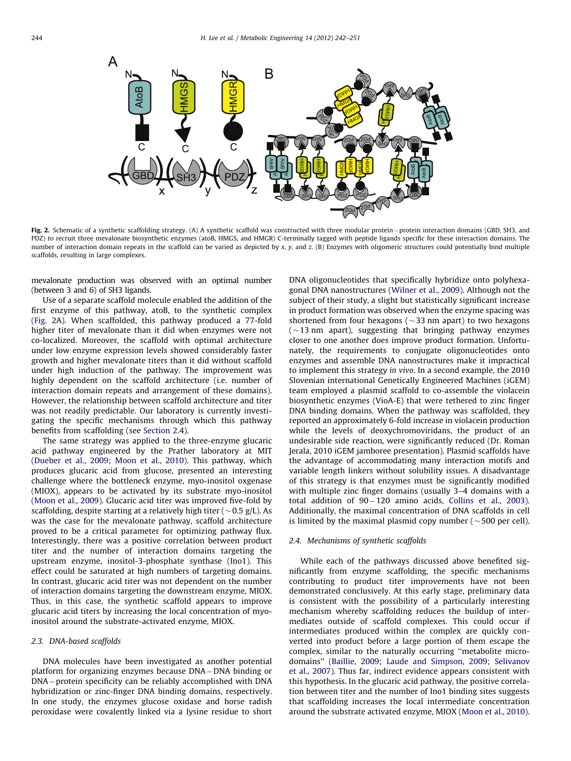Fig. 2. Schematic of a synthetic scaffolding strategy. (A) A synthetic scaffold was constructed with three modular protein – protein interaction domains (GBD, SH3, and PDZ) to recruit three mevalonate biosynthetic enzymes (atoB, HMGS, and HMGR) C-terminally tagged with peptide ligands specific for these interaction domains. The number of interaction domain repeats in the scaffold can be varied as depicted by $x$, $y$, and $z$. (B) Enzymes with oligomeric structures could potentially bind multiple scaffolds, resulting in large complexes.

mevalonate production was observed with an optimal number (between 3 and 6) of SH3 ligands.

Use of a separate scaffold molecule enabled the addition of the first enzyme of this pathway, atoB, to the synthetic complex (Fig. 2A). When scaffolded, this pathway produced a 77-fold higher titer of mevalonate than it did when enzymes were not co-localized. Moreover, the scaffold with optimal architecture under low enzyme expression levels showed considerably faster growth and higher mevalonate titers than it did without scaffold under high induction of the pathway. The improvement was highly dependent on the scaffold architecture (i.e. number of interaction domain repeats and arrangement of these domains). However, the relationship between scaffold architecture and titer was not readily predictable. Our laboratory is currently investigating the specific mechanisms through which this pathway benefits from scaffolding (see Section 2.4).

The same strategy was applied to the three-enzyme glucaric acid pathway engineered by the Prather laboratory at MIT (Dueber et al., 2009; Moon et al., 2010). This pathway, which produces glucaric acid from glucose, presented an interesting challenge where the bottleneck enzyme, myo-inositol oxgenase (MIOX), appears to be activated by its substrate myo-inositol (Moon et al., 2009). Glucaric acid titer was improved five-fold by scaffolding, despite starting at a relatively high titer (~0.5 g/L). As was the case for the mevalonate pathway, scaffold architecture proved to be a critical parameter for optimizing pathway flux. Interestingly, there was a positive correlation between product titer and the number of interaction domains targeting the upstream enzyme, inositol-3-phosphate synthase (Ino1). This effect could be saturated at high numbers of targeting domains. In contrast, glucaric acid titer was not dependent on the number of interaction domains targeting the downstream enzyme, MIOX. Thus, in this case, the synthetic scaffold appears to improve glucaric acid titers by increasing the local concentration of myo-inositol around the substrate-activated enzyme, MIOX.

### 2.3. DNA-based scaffolds

DNA molecules have been investigated as another potential platform for organizing enzymes because DNA – DNA binding or DNA – protein specificity can be reliably accomplished with DNA hybridization or zinc-finger DNA binding domains, respectively. In one study, the enzymes glucose oxidase and horse radish peroxidase were covalently linked via a lysine residue to short DNA oligonucleotides that specifically hybridize onto polyhexagonal DNA nanostructures (Wilner et al., 2009). Although not the subject of their study, a slight but statistically significant increase in product formation was observed when the enzyme spacing was shortened from four hexagons (~33 nm apart) to two hexagons (~13 nm apart), suggesting that bringing pathway enzymes closer to one another does improve product formation. Unfortunately, the requirements to conjugate oligonucleotides onto enzymes and assemble DNA nanostructures make it impractical to implement this strategy *in vivo*. In a second example, the 2010 Slovenian international Genetically Engineered Machines (iGEM) team employed a plasmid scaffold to co-assemble the violacein biosynthetic enzymes (VioA-E) that were tethered to zinc finger DNA binding domains. When the pathway was scaffolded, they reported an approximately 6-fold increase in violacein production while the levels of deoxychromoviridans, the product of an undesirable side reaction, were significantly reduced (Dr. Roman Jerala, 2010 iGEM jamboree presentation). Plasmid scaffolds have the advantage of accommodating many interaction motifs and variable length linkers without solubility issues. A disadvantage of this strategy is that enzymes must be significantly modified with multiple zinc finger domains (usually 3–4 domains with a total addition of 90 – 120 amino acids, Collins et al., 2003). Additionally, the maximal concentration of DNA scaffolds in cell is limited by the maximal plasmid copy number (~500 per cell).

### 2.4. Mechanisms of synthetic scaffolds

While each of the pathways discussed above benefited significantly from enzyme scaffolding, the specific mechanisms contributing to product titer improvements have not been demonstrated conclusively. At this early stage, preliminary data is consistent with the possibility of a particularly interesting mechanism whereby scaffolding reduces the buildup of intermediates outside of scaffold complexes. This could occur if intermediates produced within the complex are quickly converted into product before a large portion of them escape the complex, similar to the naturally occurring "metabolite microdomains" (Baillie, 2009; Laude and Simpson, 2009; Selivanov et al., 2007). Thus far, indirect evidence appears consistent with this hypothesis. In the glucaric acid pathway, the positive correlation between titer and the number of Ino1 binding sites suggests that scaffolding increases the local intermediate concentration around the substrate activated enzyme, MIOX (Moon et al., 2010).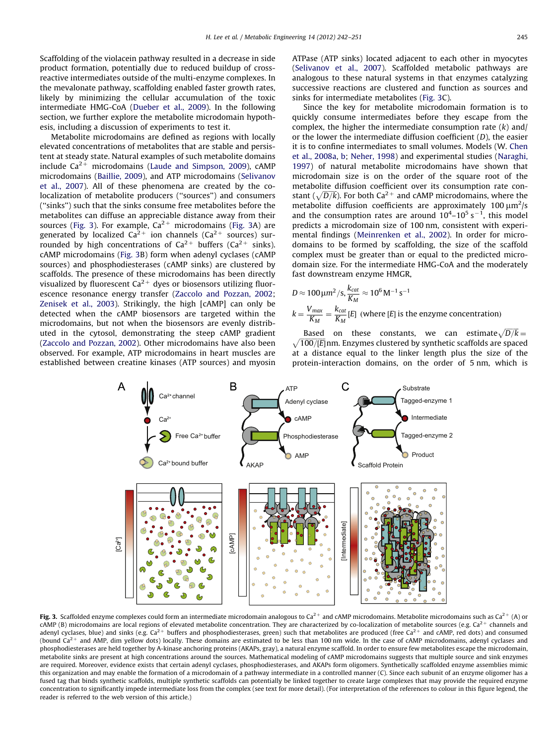Scaffolding of the violacein pathway resulted in a decrease in side product formation, potentially due to reduced buildup of cross-reactive intermediates outside of the multi-enzyme complexes. In the mevalonate pathway, scaffolding enabled faster growth rates, likely by minimizing the cellular accumulation of the toxic intermediate HMG-CoA (Dueber et al., 2009). In the following section, we further explore the metabolite microdomain hypothesis, including a discussion of experiments to test it.

Metabolite microdomains are defined as regions with locally elevated concentrations of metabolites that are stable and persistent at steady state. Natural examples of such metabolite domains include $Ca^{2+}$ microdomains (Laude and Simpson, 2009), cAMP microdomains (Baillie, 2009), and ATP microdomains (Selivanov et al., 2007). All of these phenomena are created by the co-localization of metabolite producers ("sources") and consumers ("sinks") such that the sinks consume free metabolites before the metabolites can diffuse an appreciable distance away from their sources (Fig. 3). For example, $Ca^{2+}$ microdomains (Fig. 3A) are generated by localized $Ca^{2+}$ ion channels ($Ca^{2+}$ sources) surrounded by high concentrations of $Ca^{2+}$ buffers ($Ca^{2+}$ sinks). cAMP microdomains (Fig. 3B) form when adenyl cyclases (cAMP sources) and phosphodiesterases (cAMP sinks) are clustered by scaffolds. The presence of these microdomains has been directly visualized by fluorescent $Ca^{2+}$ dyes or biosensors utilizing fluorescence resonance energy transfer (Zaccolo and Pozzan, 2002; Zenisek et al., 2003). Strikingly, the high [cAMP] can only be detected when the cAMP biosensors are targeted within the microdomains, but not when the biosensors are evenly distributed in the cytosol, demonstrating the steep cAMP gradient (Zaccolo and Pozzan, 2002). Other microdomains have also been observed. For example, ATP microdomains in heart muscles are established between creatine kinases (ATP sources) and myosin ATPase (ATP sinks) located adjacent to each other in myocytes (Selivanov et al., 2007). Scaffolded metabolic pathways are analogous to these natural systems in that enzymes catalyzing successive reactions are clustered and function as sources and sinks for intermediate metabolites (Fig. 3C).

Since the key for metabolite microdomain formation is to quickly consume intermediates before they escape from the complex, the higher the intermediate consumption rate ($k$) and/or the lower the intermediate diffusion coefficient ($D$), the easier it is to confine intermediates to small volumes. Models (W. Chen et al., 2008a, b; Neher, 1998) and experimental studies (Naraghi, 1997) of natural metabolite microdomains have shown that microdomain size is on the order of the square root of the metabolite diffusion coefficient over its consumption rate constant ($\sqrt{D/k}$). For both $Ca^{2+}$ and cAMP microdomains, where the metabolite diffusion coefficients are approximately $100\ \mu m^2/s$ and the consumption rates are around $10^4$–$10^5\ s^{-1}$, this model predicts a microdomain size of 100 nm, consistent with experimental findings (Meinrenken et al., 2002). In order for microdomains to be formed by scaffolding, the size of the scaffold complex must be greater than or equal to the predicted microdomain size. For the intermediate HMG-CoA and the moderately fast downstream enzyme HMGR,

$$D \approx 100\,\mu m^2/s, \frac{k_{cat}}{K_M} \approx 10^6\,M^{-1}\,s^{-1}$$

$$k = \frac{V_{max}}{K_M} = \frac{k_{cat}}{K_M}[E] \text{ (where } [E] \text{ is the enzyme concentration)}$$

Based on these constants, we can estimate $\sqrt{D/k} = \sqrt{100/[E]}$ nm. Enzymes clustered by synthetic scaffolds are spaced at a distance equal to the linker length plus the size of the protein-interaction domains, on the order of 5 nm, which is

**Fig. 3.** Scaffolded enzyme complexes could form an intermediate microdomain analogous to $Ca^{2+}$ and cAMP microdomains. Metabolite microdomains such as $Ca^{2+}$ (A) or cAMP (B) microdomains are local regions of elevated metabolite concentration. They are characterized by co-localization of metabolite sources (e.g. $Ca^{2+}$ channels and adenyl cyclases, blue) and sinks (e.g. $Ca^{2+}$ buffers and phosphodiesterases, green) such that metabolites are produced (free $Ca^{2+}$ and cAMP, red dots) and consumed (bound $Ca^{2+}$ and AMP, dim yellow dots) locally. These domains are estimated to be less than 100 nm wide. In the case of cAMP microdomains, adenyl cyclases and phosphodiesterases are held together by A-kinase anchoring proteins (AKAPs, gray), a natural enzyme scaffold. In order to ensure few metabolites escape the microdomain, metabolite sinks are present at high concentrations around the sources. Mathematical modeling of cAMP microdomains suggests that multiple source and sink enzymes are required. Moreover, evidence exists that certain adenyl cyclases, phosphodiesterases, and AKAPs form oligomers. Synthetically scaffolded enzyme assemblies mimic this organization and may enable the formation of a microdomain of a pathway intermediate in a controlled manner (C). Since each subunit of an enzyme oligomer has a fused tag that binds synthetic scaffolds, multiple synthetic scaffolds can potentially be linked together to create large complexes that may provide the required enzyme concentration to significantly impede intermediate loss from the complex (see text for more detail). (For interpretation of the references to colour in this figure legend, the reader is referred to the web version of this article.)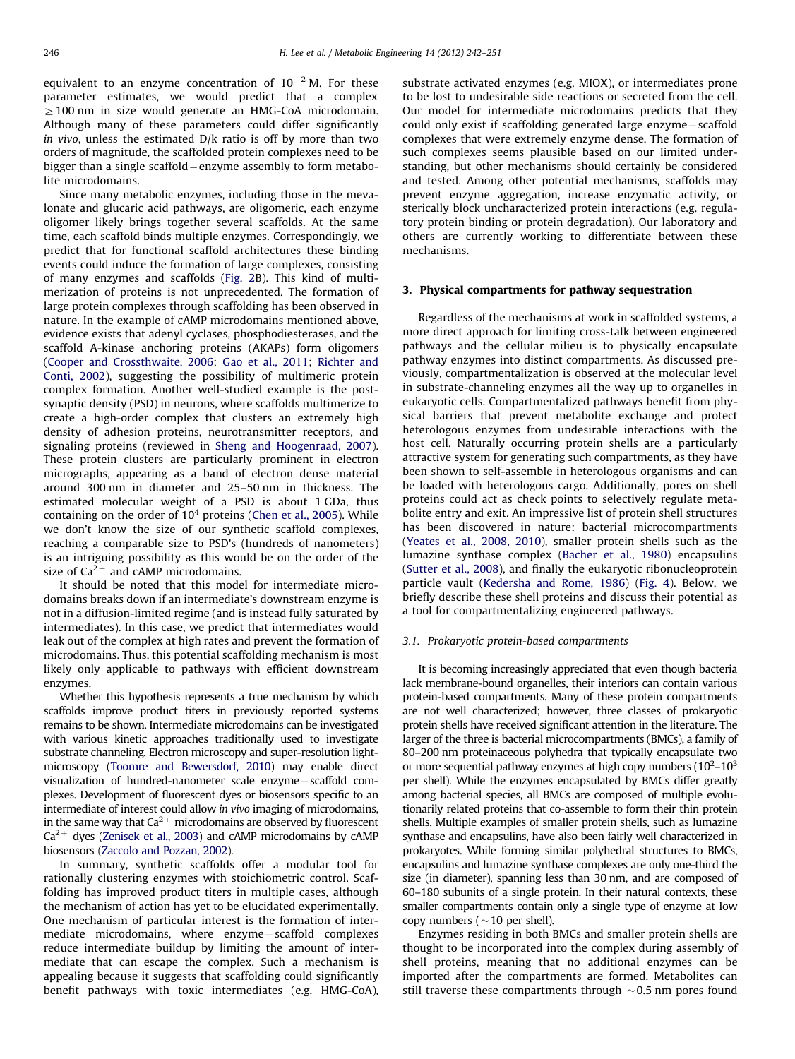equivalent to an enzyme concentration of $10^{-2}$ M. For these parameter estimates, we would predict that a complex $\geq 100$ nm in size would generate an HMG-CoA microdomain. Although many of these parameters could differ significantly *in vivo*, unless the estimated D/k ratio is off by more than two orders of magnitude, the scaffolded protein complexes need to be bigger than a single scaffold – enzyme assembly to form metabolite microdomains.

Since many metabolic enzymes, including those in the mevalonate and glucaric acid pathways, are oligomeric, each enzyme oligomer likely brings together several scaffolds. At the same time, each scaffold binds multiple enzymes. Correspondingly, we predict that for functional scaffold architectures these binding events could induce the formation of large complexes, consisting of many enzymes and scaffolds (Fig. 2B). This kind of multimerization of proteins is not unprecedented. The formation of large protein complexes through scaffolding has been observed in nature. In the example of cAMP microdomains mentioned above, evidence exists that adenyl cyclases, phosphodiesterases, and the scaffold A-kinase anchoring proteins (AKAPs) form oligomers (Cooper and Crossthwaite, 2006; Gao et al., 2011; Richter and Conti, 2002), suggesting the possibility of multimeric protein complex formation. Another well-studied example is the post-synaptic density (PSD) in neurons, where scaffolds multimerize to create a high-order complex that clusters an extremely high density of adhesion proteins, neurotransmitter receptors, and signaling proteins (reviewed in Sheng and Hoogenraad, 2007). These protein clusters are particularly prominent in electron micrographs, appearing as a band of electron dense material around 300 nm in diameter and 25–50 nm in thickness. The estimated molecular weight of a PSD is about 1 GDa, thus containing on the order of $10^4$ proteins (Chen et al., 2005). While we don't know the size of our synthetic scaffold complexes, reaching a comparable size to PSD's (hundreds of nanometers) is an intriguing possibility as this would be on the order of the size of $Ca^{2+}$ and cAMP microdomains.

It should be noted that this model for intermediate microdomains breaks down if an intermediate's downstream enzyme is not in a diffusion-limited regime (and is instead fully saturated by intermediates). In this case, we predict that intermediates would leak out of the complex at high rates and prevent the formation of microdomains. Thus, this potential scaffolding mechanism is most likely only applicable to pathways with efficient downstream enzymes.

Whether this hypothesis represents a true mechanism by which scaffolds improve product titers in previously reported systems remains to be shown. Intermediate microdomains can be investigated with various kinetic approaches traditionally used to investigate substrate channeling. Electron microscopy and super-resolution light-microscopy (Toomre and Bewersdorf, 2010) may enable direct visualization of hundred-nanometer scale enzyme – scaffold complexes. Development of fluorescent dyes or biosensors specific to an intermediate of interest could allow *in vivo* imaging of microdomains, in the same way that $Ca^{2+}$ microdomains are observed by fluorescent $Ca^{2+}$ dyes (Zenisek et al., 2003) and cAMP microdomains by cAMP biosensors (Zaccolo and Pozzan, 2002).

In summary, synthetic scaffolds offer a modular tool for rationally clustering enzymes with stoichiometric control. Scaffolding has improved product titers in multiple cases, although the mechanism of action has yet to be elucidated experimentally. One mechanism of particular interest is the formation of intermediate microdomains, where enzyme – scaffold complexes reduce intermediate buildup by limiting the amount of intermediate that can escape the complex. Such a mechanism is appealing because it suggests that scaffolding could significantly benefit pathways with toxic intermediates (e.g. HMG-CoA), substrate activated enzymes (e.g. MIOX), or intermediates prone to be lost to undesirable side reactions or secreted from the cell. Our model for intermediate microdomains predicts that they could only exist if scaffolding generated large enzyme – scaffold complexes that were extremely enzyme dense. The formation of such complexes seems plausible based on our limited understanding, but other mechanisms should certainly be considered and tested. Among other potential mechanisms, scaffolds may prevent enzyme aggregation, increase enzymatic activity, or sterically block uncharacterized protein interactions (e.g. regulatory protein binding or protein degradation). Our laboratory and others are currently working to differentiate between these mechanisms.

## 3. Physical compartments for pathway sequestration

Regardless of the mechanisms at work in scaffolded systems, a more direct approach for limiting cross-talk between engineered pathways and the cellular milieu is to physically encapsulate pathway enzymes into distinct compartments. As discussed previously, compartmentalization is observed at the molecular level in substrate-channeling enzymes all the way up to organelles in eukaryotic cells. Compartmentalized pathways benefit from physical barriers that prevent metabolite exchange and protect heterologous enzymes from undesirable interactions with the host cell. Naturally occurring protein shells are a particularly attractive system for generating such compartments, as they have been shown to self-assemble in heterologous organisms and can be loaded with heterologous cargo. Additionally, pores on shell proteins could act as check points to selectively regulate metabolite entry and exit. An impressive list of protein shell structures has been discovered in nature: bacterial microcompartments (Yeates et al., 2008, 2010), smaller protein shells such as the lumazine synthase complex (Bacher et al., 1980) encapsulins (Sutter et al., 2008), and finally the eukaryotic ribonucleoprotein particle vault (Kedersha and Rome, 1986) (Fig. 4). Below, we briefly describe these shell proteins and discuss their potential as a tool for compartmentalizing engineered pathways.

### 3.1. Prokaryotic protein-based compartments

It is becoming increasingly appreciated that even though bacteria lack membrane-bound organelles, their interiors can contain various protein-based compartments. Many of these protein compartments are not well characterized; however, three classes of prokaryotic protein shells have received significant attention in the literature. The larger of the three is bacterial microcompartments (BMCs), a family of 80–200 nm proteinaceous polyhedra that typically encapsulate two or more sequential pathway enzymes at high copy numbers ($10^2$–$10^3$ per shell). While the enzymes encapsulated by BMCs differ greatly among bacterial species, all BMCs are composed of multiple evolutionarily related proteins that co-assemble to form their thin protein shells. Multiple examples of smaller protein shells, such as lumazine synthase and encapsulins, have also been fairly well characterized in prokaryotes. While forming similar polyhedral structures to BMCs, encapsulins and lumazine synthase complexes are only one-third the size (in diameter), spanning less than 30 nm, and are composed of 60–180 subunits of a single protein. In their natural contexts, these smaller compartments contain only a single type of enzyme at low copy numbers ($\sim$10 per shell).

Enzymes residing in both BMCs and smaller protein shells are thought to be incorporated into the complex during assembly of shell proteins, meaning that no additional enzymes can be imported after the compartments are formed. Metabolites can still traverse these compartments through $\sim$0.5 nm pores found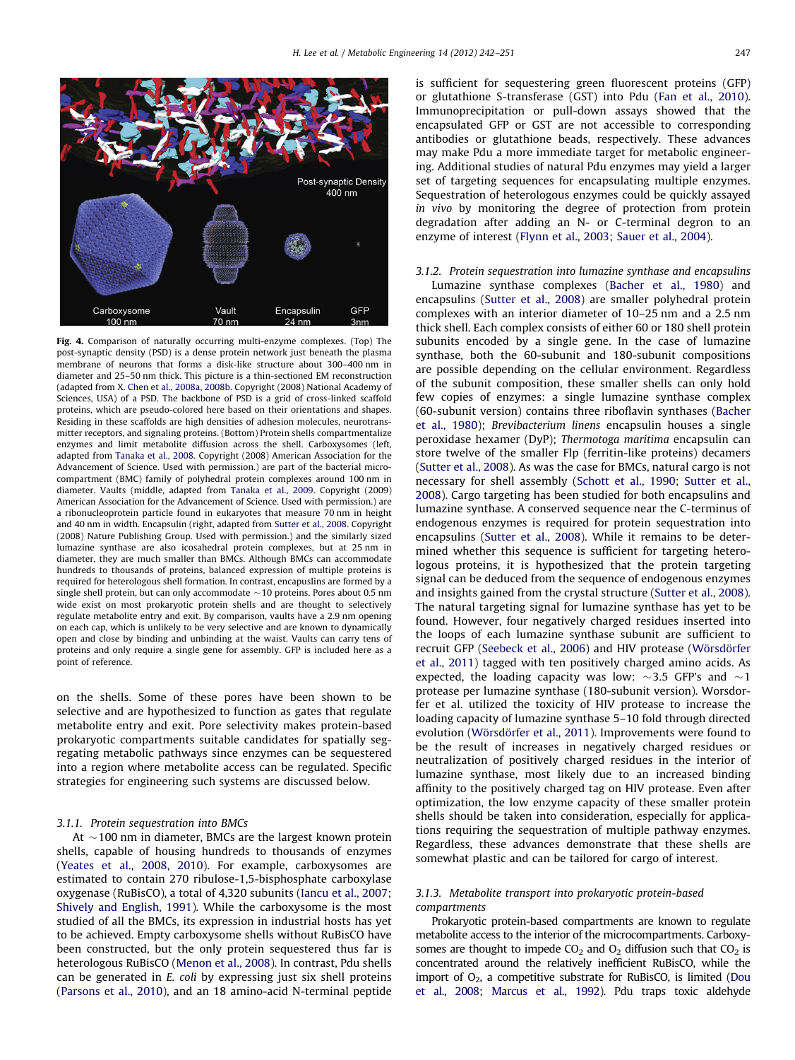**Fig. 4.** Comparison of naturally occurring multi-enzyme complexes. (Top) The post-synaptic density (PSD) is a dense protein network just beneath the plasma membrane of neurons that forms a disk-like structure about 300–400 nm in diameter and 25–50 nm thick. This picture is a thin-sectioned EM reconstruction (adapted from X. Chen et al., 2008a, 2008b. Copyright (2008) National Academy of Sciences, USA) of a PSD. The backbone of PSD is a grid of cross-linked scaffold proteins, which are pseudo-colored here based on their orientations and shapes. Residing in these scaffolds are high densities of adhesion molecules, neurotransmitter receptors, and signaling proteins. (Bottom) Protein shells compartmentalize enzymes and limit metabolite diffusion across the shell. Carboxysomes (left, adapted from Tanaka et al., 2008. Copyright (2008) American Association for the Advancement of Science. Used with permission.) are part of the bacterial microcompartment (BMC) family of polyhedral protein complexes around 100 nm in diameter. Vaults (middle, adapted from Tanaka et al., 2009. Copyright (2009) American Association for the Advancement of Science. Used with permission.) are a ribonucleoprotein particle found in eukaryotes that measure 70 nm in height and 40 nm in width. Encapsulin (right, adapted from Sutter et al., 2008. Copyright (2008) Nature Publishing Group. Used with permission.) and the similarly sized lumazine synthase are also icosahedral protein complexes, but at 25 nm in diameter, they are much smaller than BMCs. Although BMCs can accommodate hundreds to thousands of proteins, balanced expression of multiple proteins is required for heterologous shell formation. In contrast, encapsulins are formed by a single shell protein, but can only accommodate ~10 proteins. Pores about 0.5 nm wide exist on most prokaryotic protein shells and are thought to selectively regulate metabolite entry and exit. By comparison, vaults have a 2.9 nm opening on each cap, which is unlikely to be very selective and are known to dynamically open and close by binding and unbinding at the waist. Vaults can carry tens of proteins and only require a single gene for assembly. GFP is included here as a point of reference.

on the shells. Some of these pores have been shown to be selective and are hypothesized to function as gates that regulate metabolite entry and exit. Pore selectivity makes protein-based prokaryotic compartments suitable candidates for spatially segregating metabolic pathways since enzymes can be sequestered into a region where metabolite access can be regulated. Specific strategies for engineering such systems are discussed below.

### 3.1.1. Protein sequestration into BMCs

At ~100 nm in diameter, BMCs are the largest known protein shells, capable of housing hundreds to thousands of enzymes (Yeates et al., 2008, 2010). For example, carboxysomes are estimated to contain 270 ribulose-1,5-bisphosphate carboxylase oxygenase (RuBisCO), a total of 4,320 subunits (Iancu et al., 2007; Shively and English, 1991). While the carboxysome is the most studied of all the BMCs, its expression in industrial hosts has yet to be achieved. Empty carboxysome shells without RuBisCO have been constructed, but the only protein sequestered thus far is heterologous RuBisCO (Menon et al., 2008). In contrast, Pdu shells can be generated in *E. coli* by expressing just six shell proteins (Parsons et al., 2010), and an 18 amino-acid N-terminal peptide is sufficient for sequestering green fluorescent proteins (GFP) or glutathione S-transferase (GST) into Pdu (Fan et al., 2010). Immunoprecipitation or pull-down assays showed that the encapsulated GFP or GST are not accessible to corresponding antibodies or glutathione beads, respectively. These advances may make Pdu a more immediate target for metabolic engineering. Additional studies of natural Pdu enzymes may yield a larger set of targeting sequences for encapsulating multiple enzymes. Sequestration of heterologous enzymes could be quickly assayed *in vivo* by monitoring the degree of protection from protein degradation after adding an N- or C-terminal degron to an enzyme of interest (Flynn et al., 2003; Sauer et al., 2004).

### 3.1.2. Protein sequestration into lumazine synthase and encapsulins

Lumazine synthase complexes (Bacher et al., 1980) and encapsulins (Sutter et al., 2008) are smaller polyhedral protein complexes with an interior diameter of 10–25 nm and a 2.5 nm thick shell. Each complex consists of either 60 or 180 shell protein subunits encoded by a single gene. In the case of lumazine synthase, both the 60-subunit and 180-subunit compositions are possible depending on the cellular environment. Regardless of the subunit composition, these smaller shells can only hold few copies of enzymes: a single lumazine synthase complex (60-subunit version) contains three riboflavin synthases (Bacher et al., 1980); *Brevibacterium linens* encapsulin houses a single peroxidase hexamer (DyP); *Thermotoga maritima* encapsulin can store twelve of the smaller Flp (ferritin-like proteins) decamers (Sutter et al., 2008). As was the case for BMCs, natural cargo is not necessary for shell assembly (Schott et al., 1990; Sutter et al., 2008). Cargo targeting has been studied for both encapsulins and lumazine synthase. A conserved sequence near the C-terminus of endogenous enzymes is required for protein sequestration into encapsulins (Sutter et al., 2008). While it remains to be determined whether this sequence is sufficient for targeting heterologous proteins, it is hypothesized that the protein targeting signal can be deduced from the sequence of endogenous enzymes and insights gained from the crystal structure (Sutter et al., 2008). The natural targeting signal for lumazine synthase has yet to be found. However, four negatively charged residues inserted into the loops of each lumazine synthase subunit are sufficient to recruit GFP (Seebeck et al., 2006) and HIV protease (Wörsdörfer et al., 2011) tagged with ten positively charged amino acids. As expected, the loading capacity was low: ~3.5 GFP's and ~1 protease per lumazine synthase (180-subunit version). Worsdorfer et al. utilized the toxicity of HIV protease to increase the loading capacity of lumazine synthase 5–10 fold through directed evolution (Wörsdörfer et al., 2011). Improvements were found to be the result of increases in negatively charged residues or neutralization of positively charged residues in the interior of lumazine synthase, most likely due to an increased binding affinity to the positively charged tag on HIV protease. Even after optimization, the low enzyme capacity of these smaller protein shells should be taken into consideration, especially for applications requiring the sequestration of multiple pathway enzymes. Regardless, these advances demonstrate that these shells are somewhat plastic and can be tailored for cargo of interest.

### 3.1.3. Metabolite transport into prokaryotic protein-based compartments

Prokaryotic protein-based compartments are known to regulate metabolite access to the interior of the microcompartments. Carboxysomes are thought to impede $CO_2$ and $O_2$ diffusion such that $CO_2$ is concentrated around the relatively inefficient RuBisCO, while the import of $O_2$, a competitive substrate for RuBisCO, is limited (Dou et al., 2008; Marcus et al., 1992). Pdu traps toxic aldehyde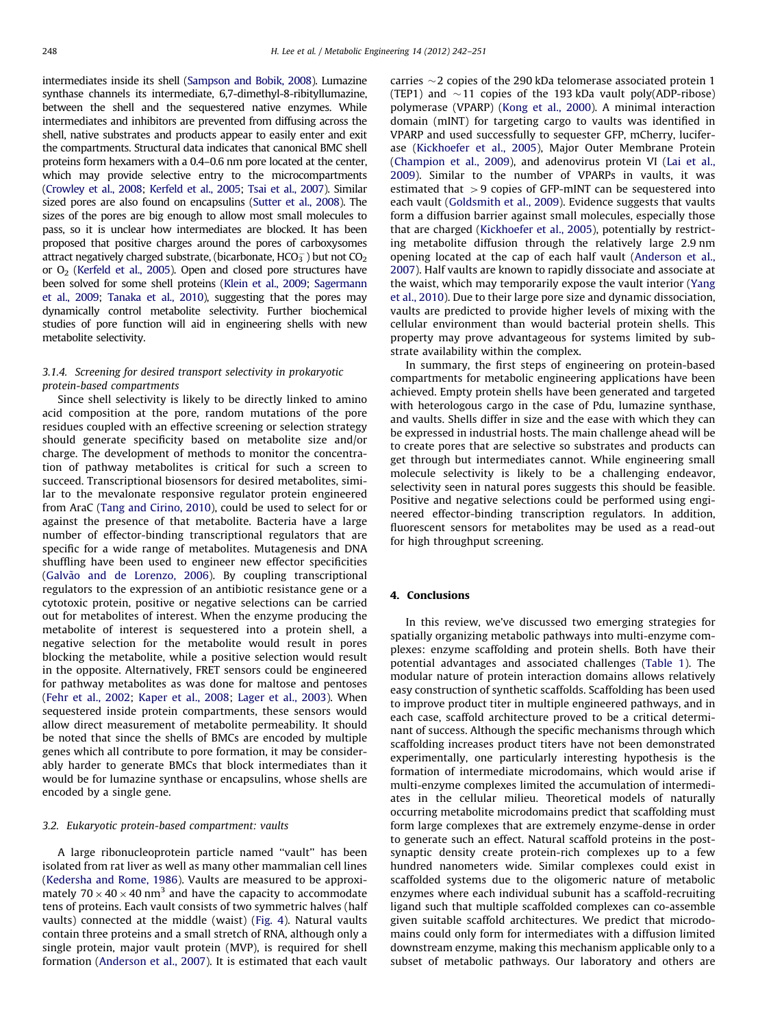intermediates inside its shell (Sampson and Bobik, 2008). Lumazine synthase channels its intermediate, 6,7-dimethyl-8-ribityllumazine, between the shell and the sequestered native enzymes. While intermediates and inhibitors are prevented from diffusing across the shell, native substrates and products appear to easily enter and exit the compartments. Structural data indicates that canonical BMC shell proteins form hexamers with a 0.4–0.6 nm pore located at the center, which may provide selective entry to the microcompartments (Crowley et al., 2008; Kerfeld et al., 2005; Tsai et al., 2007). Similar sized pores are also found on encapsulins (Sutter et al., 2008). The sizes of the pores are big enough to allow most small molecules to pass, so it is unclear how intermediates are blocked. It has been proposed that positive charges around the pores of carboxysomes attract negatively charged substrate, (bicarbonate, $HCO_3^-$) but not $CO_2$ or $O_2$ (Kerfeld et al., 2005). Open and closed pore structures have been solved for some shell proteins (Klein et al., 2009; Sagermann et al., 2009; Tanaka et al., 2010), suggesting that the pores may dynamically control metabolite selectivity. Further biochemical studies of pore function will aid in engineering shells with new metabolite selectivity.

#### 3.1.4. Screening for desired transport selectivity in prokaryotic protein-based compartments

Since shell selectivity is likely to be directly linked to amino acid composition at the pore, random mutations of the pore residues coupled with an effective screening or selection strategy should generate specificity based on metabolite size and/or charge. The development of methods to monitor the concentration of pathway metabolites is critical for such a screen to succeed. Transcriptional biosensors for desired metabolites, similar to the mevalonate responsive regulator protein engineered from AraC (Tang and Cirino, 2010), could be used to select for or against the presence of that metabolite. Bacteria have a large number of effector-binding transcriptional regulators that are specific for a wide range of metabolites. Mutagenesis and DNA shuffling have been used to engineer new effector specificities (Galvão and de Lorenzo, 2006). By coupling transcriptional regulators to the expression of an antibiotic resistance gene or a cytotoxic protein, positive or negative selections can be carried out for metabolites of interest. When the enzyme producing the metabolite of interest is sequestered into a protein shell, a negative selection for the metabolite would result in pores blocking the metabolite, while a positive selection would result in the opposite. Alternatively, FRET sensors could be engineered for pathway metabolites as was done for maltose and pentoses (Fehr et al., 2002; Kaper et al., 2008; Lager et al., 2003). When sequestered inside protein compartments, these sensors would allow direct measurement of metabolite permeability. It should be noted that since the shells of BMCs are encoded by multiple genes which all contribute to pore formation, it may be considerably harder to generate BMCs that block intermediates than it would be for lumazine synthase or encapsulins, whose shells are encoded by a single gene.

### 3.2. Eukaryotic protein-based compartment: vaults

A large ribonucleoprotein particle named "vault" has been isolated from rat liver as well as many other mammalian cell lines (Kedersha and Rome, 1986). Vaults are measured to be approximately $70 \times 40 \times 40$ nm$^3$ and have the capacity to accommodate tens of proteins. Each vault consists of two symmetric halves (half vaults) connected at the middle (waist) (Fig. 4). Natural vaults contain three proteins and a small stretch of RNA, although only a single protein, major vault protein (MVP), is required for shell formation (Anderson et al., 2007). It is estimated that each vault carries ~2 copies of the 290 kDa telomerase associated protein 1 (TEP1) and ~11 copies of the 193 kDa vault poly(ADP-ribose) polymerase (VPARP) (Kong et al., 2000). A minimal interaction domain (mINT) for targeting cargo to vaults was identified in VPARP and used successfully to sequester GFP, mCherry, luciferase (Kickhoefer et al., 2005), Major Outer Membrane Protein (Champion et al., 2009), and adenovirus protein VI (Lai et al., 2009). Similar to the number of VPARPs in vaults, it was estimated that >9 copies of GFP-mINT can be sequestered into each vault (Goldsmith et al., 2009). Evidence suggests that vaults form a diffusion barrier against small molecules, especially those that are charged (Kickhoefer et al., 2005), potentially by restricting metabolite diffusion through the relatively large 2.9 nm opening located at the cap of each half vault (Anderson et al., 2007). Half vaults are known to rapidly dissociate and associate at the waist, which may temporarily expose the vault interior (Yang et al., 2010). Due to their large pore size and dynamic dissociation, vaults are predicted to provide higher levels of mixing with the cellular environment than would bacterial protein shells. This property may prove advantageous for systems limited by substrate availability within the complex.

In summary, the first steps of engineering on protein-based compartments for metabolic engineering applications have been achieved. Empty protein shells have been generated and targeted with heterologous cargo in the case of Pdu, lumazine synthase, and vaults. Shells differ in size and the ease with which they can be expressed in industrial hosts. The main challenge ahead will be to create pores that are selective so substrates and products can get through but intermediates cannot. While engineering small molecule selectivity is likely to be a challenging endeavor, selectivity seen in natural pores suggests this should be feasible. Positive and negative selections could be performed using engineered effector-binding transcription regulators. In addition, fluorescent sensors for metabolites may be used as a read-out for high throughput screening.

## 4. Conclusions

In this review, we've discussed two emerging strategies for spatially organizing metabolic pathways into multi-enzyme complexes: enzyme scaffolding and protein shells. Both have their potential advantages and associated challenges (Table 1). The modular nature of protein interaction domains allows relatively easy construction of synthetic scaffolds. Scaffolding has been used to improve product titer in multiple engineered pathways, and in each case, scaffold architecture proved to be a critical determinant of success. Although the specific mechanisms through which scaffolding increases product titers have not been demonstrated experimentally, one particularly interesting hypothesis is the formation of intermediate microdomains, which would arise if multi-enzyme complexes limited the accumulation of intermediates in the cellular milieu. Theoretical models of naturally occurring metabolite microdomains predict that scaffolding must form large complexes that are extremely enzyme-dense in order to generate such an effect. Natural scaffold proteins in the post-synaptic density create protein-rich complexes up to a few hundred nanometers wide. Similar complexes could exist in scaffolded systems due to the oligomeric nature of metabolic enzymes where each individual subunit has a scaffold-recruiting ligand such that multiple scaffolded complexes can co-assemble given suitable scaffold architectures. We predict that microdomains could only form for intermediates with a diffusion limited downstream enzyme, making this mechanism applicable only to a subset of metabolic pathways. Our laboratory and others are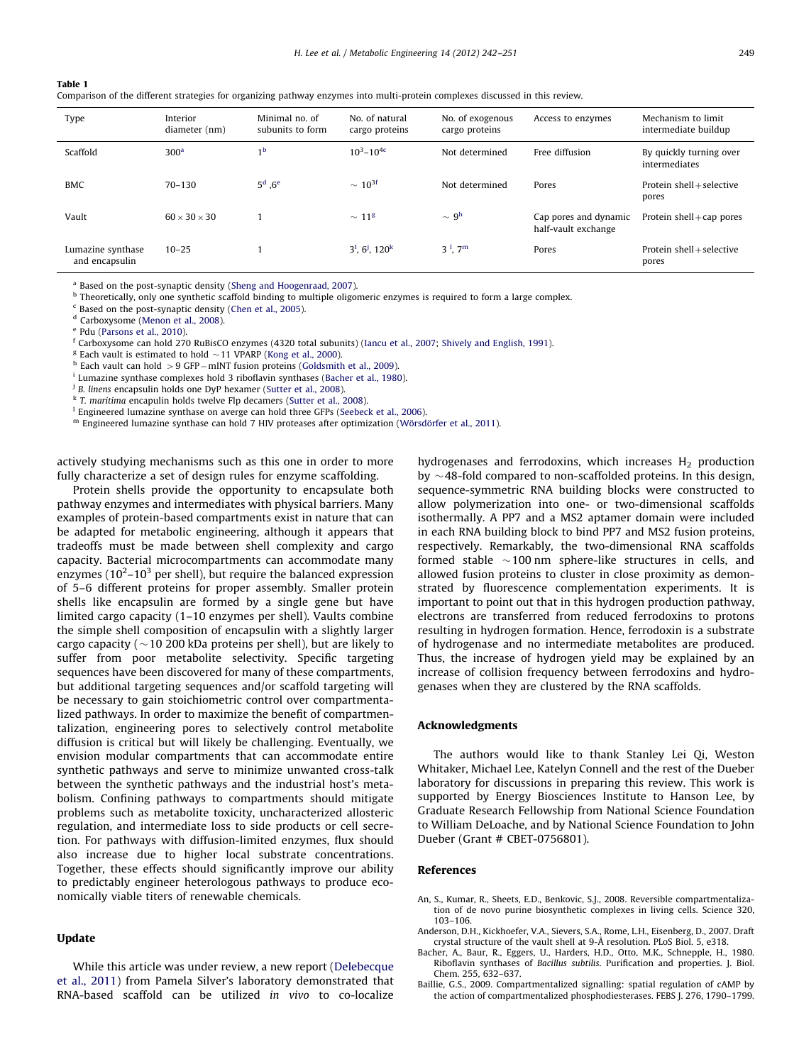**Table 1**
Comparison of the different strategies for organizing pathway enzymes into multi-protein complexes discussed in this review.

| Type | Interior diameter (nm) | Minimal no. of subunits to form | No. of natural cargo proteins | No. of exogenous cargo proteins | Access to enzymes | Mechanism to limit intermediate buildup |
|---|---|---|---|---|---|---|
| Scaffold | 300[a] | 1[b] | $10^3$–$10^{4}$[c] | Not determined | Free diffusion | By quickly turning over intermediates |
| BMC | 70–130 | 5[d], 6[e] | $\sim 10^{3}$[f] | Not determined | Pores | Protein shell + selective pores |
| Vault | $60 \times 30 \times 30$ | 1 | $\sim 11$[g] | $\sim 9$[h] | Cap pores and dynamic half-vault exchange | Protein shell + cap pores |
| Lumazine synthase and encapsulin | 10–25 | 1 | 3[i], 6[j], 120[k] | 3[l], 7[m] | Pores | Protein shell + selective pores |

[a] Based on the post-synaptic density (Sheng and Hoogenraad, 2007).
[b] Theoretically, only one synthetic scaffold binding to multiple oligomeric enzymes is required to form a large complex.
[c] Based on the post-synaptic density (Chen et al., 2005).
[d] Carboxysome (Menon et al., 2008).
[e] Pdu (Parsons et al., 2010).
[f] Carboxysome can hold 270 RuBisCO enzymes (4320 total subunits) (Iancu et al., 2007; Shively and English, 1991).
[g] Each vault is estimated to hold ~11 VPARP (Kong et al., 2000).
[h] Each vault can hold >9 GFP–mINT fusion proteins (Goldsmith et al., 2009).
[i] Lumazine synthase complexes hold 3 riboflavin synthases (Bacher et al., 1980).
[j] *B. linens* encapsulin holds one DyP hexamer (Sutter et al., 2008).
[k] *T. maritima* encapulin holds twelve Flp decamers (Sutter et al., 2008).
[l] Engineered lumazine synthase on averge can hold three GFPs (Seebeck et al., 2006).
[m] Engineered lumazine synthase can hold 7 HIV proteases after optimization (Wörsdörfer et al., 2011).

actively studying mechanisms such as this one in order to more fully characterize a set of design rules for enzyme scaffolding.

Protein shells provide the opportunity to encapsulate both pathway enzymes and intermediates with physical barriers. Many examples of protein-based compartments exist in nature that can be adapted for metabolic engineering, although it appears that tradeoffs must be made between shell complexity and cargo capacity. Bacterial microcompartments can accommodate many enzymes ($10^2$–$10^3$ per shell), but require the balanced expression of 5–6 different proteins for proper assembly. Smaller protein shells like encapsulin are formed by a single gene but have limited cargo capacity (1–10 enzymes per shell). Vaults combine the simple shell composition of encapsulin with a slightly larger cargo capacity (~10 200 kDa proteins per shell), but are likely to suffer from poor metabolite selectivity. Specific targeting sequences have been discovered for many of these compartments, but additional targeting sequences and/or scaffold targeting will be necessary to gain stoichiometric control over compartmentalized pathways. In order to maximize the benefit of compartmentalization, engineering pores to selectively control metabolite diffusion is critical but will likely be challenging. Eventually, we envision modular compartments that can accommodate entire synthetic pathways and serve to minimize unwanted cross-talk between the synthetic pathways and the industrial host's metabolism. Confining pathways to compartments should mitigate problems such as metabolite toxicity, uncharacterized allosteric regulation, and intermediate loss to side products or cell secretion. For pathways with diffusion-limited enzymes, flux should also increase due to higher local substrate concentrations. Together, these effects should significantly improve our ability to predictably engineer heterologous pathways to produce economically viable titers of renewable chemicals.

## Update

While this article was under review, a new report (Delebecque et al., 2011) from Pamela Silver's laboratory demonstrated that RNA-based scaffold can be utilized *in vivo* to co-localize hydrogenases and ferrodoxins, which increases $H_2$ production by ~48-fold compared to non-scaffolded proteins. In this design, sequence-symmetric RNA building blocks were constructed to allow polymerization into one- or two-dimensional scaffolds isothermally. A PP7 and a MS2 aptamer domain were included in each RNA building block to bind PP7 and MS2 fusion proteins, respectively. Remarkably, the two-dimensional RNA scaffolds formed stable ~100 nm sphere-like structures in cells, and allowed fusion proteins to cluster in close proximity as demonstrated by fluorescence complementation experiments. It is important to point out that in this hydrogen production pathway, electrons are transferred from reduced ferrodoxins to protons resulting in hydrogen formation. Hence, ferrodoxin is a substrate of hydrogenase and no intermediate metabolites are produced. Thus, the increase of hydrogen yield may be explained by an increase of collision frequency between ferrodoxins and hydrogenases when they are clustered by the RNA scaffolds.

## Acknowledgments

The authors would like to thank Stanley Lei Qi, Weston Whitaker, Michael Lee, Katelyn Connell and the rest of the Dueber laboratory for discussions in preparing this review. This work is supported by Energy Biosciences Institute to Hanson Lee, by Graduate Research Fellowship from National Science Foundation to William DeLoache, and by National Science Foundation to John Dueber (Grant # CBET-0756801).

## References

An, S., Kumar, R., Sheets, E.D., Benkovic, S.J., 2008. Reversible compartmentalization of de novo purine biosynthetic complexes in living cells. Science 320, 103–106.

Anderson, D.H., Kickhoefer, V.A., Sievers, S.A., Rome, L.H., Eisenberg, D., 2007. Draft crystal structure of the vault shell at 9-Å resolution. PLoS Biol. 5, e318.

Bacher, A., Baur, R., Eggers, U., Harders, H.D., Otto, M.K., Schnepple, H., 1980. Riboflavin synthases of *Bacillus subtilis*. Purification and properties. J. Biol. Chem. 255, 632–637.

Baillie, G.S., 2009. Compartmentalized signalling: spatial regulation of cAMP by the action of compartmentalized phosphodiesterases. FEBS J. 276, 1790–1799.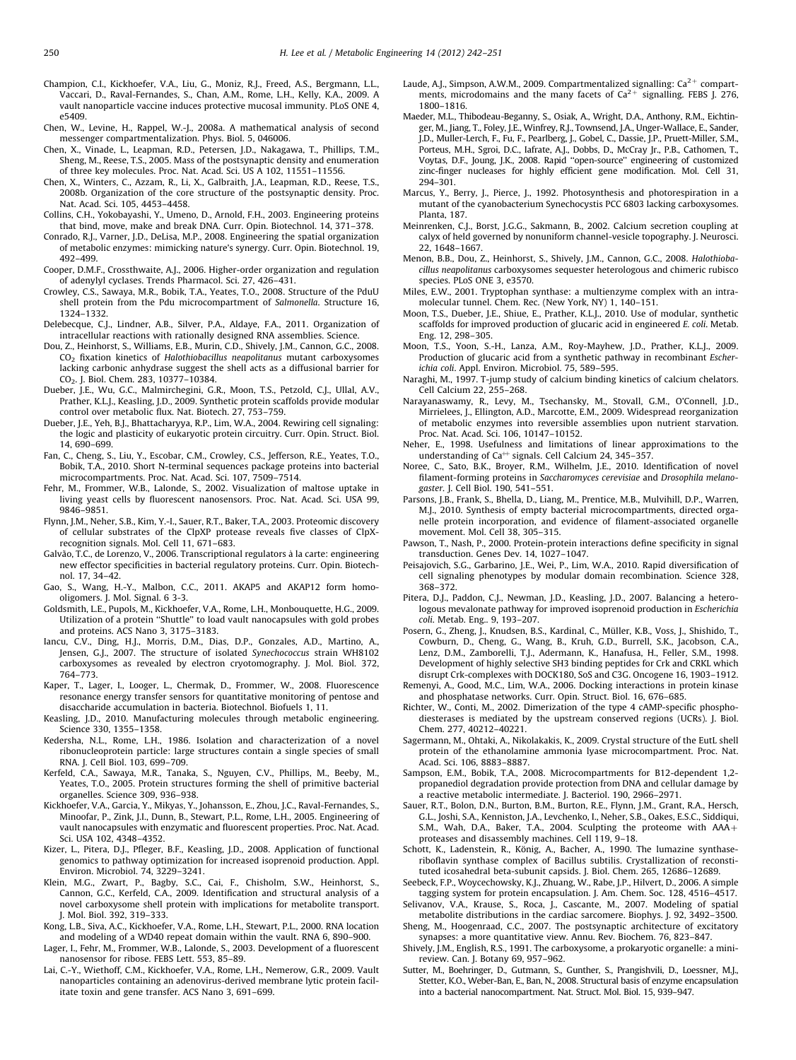Champion, C.I., Kickhoefer, V.A., Liu, G., Moniz, R.J., Freed, A.S., Bergmann, L.L., Vaccari, D., Raval-Fernandes, S., Chan, A.M., Rome, L.H., Kelly, K.A., 2009. A vault nanoparticle vaccine induces protective mucosal immunity. PLoS ONE 4, e5409.

Chen, W., Levine, H., Rappel, W.-J., 2008a. A mathematical analysis of second messenger compartmentalization. Phys. Biol. 5, 046006.

Chen, X., Vinade, L., Leapman, R.D., Petersen, J.D., Nakagawa, T., Phillips, T.M., Sheng, M., Reese, T.S., 2005. Mass of the postsynaptic density and enumeration of three key molecules. Proc. Nat. Acad. Sci. US A 102, 11551–11556.

Chen, X., Winters, C., Azzam, R., Li, X., Galbraith, J.A., Leapman, R.D., Reese, T.S., 2008b. Organization of the core structure of the postsynaptic density. Proc. Nat. Acad. Sci. 105, 4453–4458.

Collins, C.H., Yokobayashi, Y., Umeno, D., Arnold, F.H., 2003. Engineering proteins that bind, move, make and break DNA. Curr. Opin. Biotechnol. 14, 371–378.

Conrado, R.J., Varner, J.D., DeLisa, M.P., 2008. Engineering the spatial organization of metabolic enzymes: mimicking nature's synergy. Curr. Opin. Biotechnol. 19, 492–499.

Cooper, D.M.F., Crossthwaite, A.J., 2006. Higher-order organization and regulation of adenylyl cyclases. Trends Pharmacol. Sci. 27, 426–431.

Crowley, C.S., Sawaya, M.R., Bobik, T.A., Yeates, T.O., 2008. Structure of the PduU shell protein from the Pdu microcompartment of *Salmonella*. Structure 16, 1324–1332.

Delebecque, C.J., Lindner, A.B., Silver, P.A., Aldaye, F.A., 2011. Organization of intracellular reactions with rationally designed RNA assemblies. Science.

Dou, Z., Heinhorst, S., Williams, E.B., Murin, C.D., Shively, J.M., Cannon, G.C., 2008. $CO_2$ fixation kinetics of *Halothiobacillus neapolitanus* mutant carboxysomes lacking carbonic anhydrase suggest the shell acts as a diffusional barrier for $CO_2$. J. Biol. Chem. 283, 10377–10384.

Dueber, J.E., Wu, G.C., Malmirchegini, G.R., Moon, T.S., Petzold, C.J., Ullal, A.V., Prather, K.L.J., Keasling, J.D., 2009. Synthetic protein scaffolds provide modular control over metabolic flux. Nat. Biotech. 27, 753–759.

Dueber, J.E., Yeh, B.J., Bhattacharyya, R.P., Lim, W.A., 2004. Rewiring cell signaling: the logic and plasticity of eukaryotic protein circuitry. Curr. Opin. Struct. Biol. 14, 690–699.

Fan, C., Cheng, S., Liu, Y., Escobar, C.M., Crowley, C.S., Jefferson, R.E., Yeates, T.O., Bobik, T.A., 2010. Short N-terminal sequences package proteins into bacterial microcompartments. Proc. Nat. Acad. Sci. 107, 7509–7514.

Fehr, M., Frommer, W.B., Lalonde, S., 2002. Visualization of maltose uptake in living yeast cells by fluorescent nanosensors. Proc. Nat. Acad. Sci. USA 99, 9846–9851.

Flynn, J.M., Neher, S.B., Kim, Y.-I., Sauer, R.T., Baker, T.A., 2003. Proteomic discovery of cellular substrates of the ClpXP protease reveals five classes of ClpX-recognition signals. Mol. Cell 11, 671–683.

Galvão, T.C., de Lorenzo, V., 2006. Transcriptional regulators à la carte: engineering new effector specificities in bacterial regulatory proteins. Curr. Opin. Biotechnol. 17, 34–42.

Gao, S., Wang, H.-Y., Malbon, C.C., 2011. AKAP5 and AKAP12 form homo-oligomers. J. Mol. Signal. 6 3-3.

Goldsmith, L.E., Pupols, M., Kickhoefer, V.A., Rome, L.H., Monbouquette, H.G., 2009. Utilization of a protein "Shuttle" to load vault nanocapsules with gold probes and proteins. ACS Nano 3, 3175–3183.

Iancu, C.V., Ding, H.J., Morris, D.M., Dias, D.P., Gonzales, A.D., Martino, A., Jensen, G.J., 2007. The structure of isolated *Synechococcus* strain WH8102 carboxysomes as revealed by electron cryotomography. J. Mol. Biol. 372, 764–773.

Kaper, T., Lager, I., Looger, L., Chermak, D., Frommer, W., 2008. Fluorescence resonance energy transfer sensors for quantitative monitoring of pentose and disaccharide accumulation in bacteria. Biotechnol. Biofuels 1, 11.

Keasling, J.D., 2010. Manufacturing molecules through metabolic engineering. Science 330, 1355–1358.

Kedersha, N.L., Rome, L.H., 1986. Isolation and characterization of a novel ribonucleoprotein particle: large structures contain a single species of small RNA. J. Cell Biol. 103, 699–709.

Kerfeld, C.A., Sawaya, M.R., Tanaka, S., Nguyen, C.V., Phillips, M., Beeby, M., Yeates, T.O., 2005. Protein structures forming the shell of primitive bacterial organelles. Science 309, 936–938.

Kickhoefer, V.A., Garcia, Y., Mikyas, Y., Johansson, E., Zhou, J.C., Raval-Fernandes, S., Minoofar, P., Zink, J.I., Dunn, B., Stewart, P.L., Rome, L.H., 2005. Engineering of vault nanocapsules with enzymatic and fluorescent properties. Proc. Nat. Acad. Sci. USA 102, 4348–4352.

Kizer, L., Pitera, D.J., Pfleger, B.F., Keasling, J.D., 2008. Application of functional genomics to pathway optimization for increased isoprenoid production. Appl. Environ. Microbiol. 74, 3229–3241.

Klein, M.G., Zwart, P., Bagby, S.C., Cai, F., Chisholm, S.W., Heinhorst, S., Cannon, G.C., Kerfeld, C.A., 2009. Identification and structural analysis of a novel carboxysome shell protein with implications for metabolite transport. J. Mol. Biol. 392, 319–333.

Kong, L.B., Siva, A.C., Kickhoefer, V.A., Rome, L.H., Stewart, P.L., 2000. RNA location and modeling of a WD40 repeat domain within the vault. RNA 6, 890–900.

Lager, I., Fehr, M., Frommer, W.B., Lalonde, S., 2003. Development of a fluorescent nanosensor for ribose. FEBS Lett. 553, 85–89.

Lai, C.-Y., Wiethoff, C.M., Kickhoefer, V.A., Rome, L.H., Nemerow, G.R., 2009. Vault nanoparticles containing an adenovirus-derived membrane lytic protein facilitate toxin and gene transfer. ACS Nano 3, 691–699.

Laude, A.J., Simpson, A.W.M., 2009. Compartmentalized signalling: $Ca^{2+}$ compartments, microdomains and the many facets of $Ca^{2+}$ signalling. FEBS J. 276, 1800–1816.

Maeder, M.L., Thibodeau-Beganny, S., Osiak, A., Wright, D.A., Anthony, R.M., Eichtinger, M., Jiang, T., Foley, J.E., Winfrey, R.J., Townsend, J.A., Unger-Wallace, E., Sander, J.D., Muller-Lerch, F., Fu, F., Pearlberg, J., Gobel, C., Dassie, J.P., Pruett-Miller, S.M., Porteus, M.H., Sgroi, D.C., Iafrate, A.J., Dobbs, D., McCray Jr., P.B., Cathomen, T., Voytas, D.F., Joung, J.K., 2008. Rapid "open-source" engineering of customized zinc-finger nucleases for highly efficient gene modification. Mol. Cell 31, 294–301.

Marcus, Y., Berry, J., Pierce, J., 1992. Photosynthesis and photorespiration in a mutant of the cyanobacterium Synechocystis PCC 6803 lacking carboxysomes. Planta, 187.

Meinrenken, C.J., Borst, J.G.G., Sakmann, B., 2002. Calcium secretion coupling at calyx of held governed by nonuniform channel-vesicle topography. J. Neurosci. 22, 1648–1667.

Menon, B.B., Dou, Z., Heinhorst, S., Shively, J.M., Cannon, G.C., 2008. *Halothiobacillus neapolitanus* carboxysomes sequester heterologous and chimeric rubisco species. PLoS ONE 3, e3570.

Miles, E.W., 2001. Tryptophan synthase: a multienzyme complex with an intramolecular tunnel. Chem. Rec. (New York, NY) 1, 140–151.

Moon, T.S., Dueber, J.E., Shiue, E., Prather, K.L.J., 2010. Use of modular, synthetic scaffolds for improved production of glucaric acid in engineered *E. coli*. Metab. Eng. 12, 298–305.

Moon, T.S., Yoon, S.-H., Lanza, A.M., Roy-Mayhew, J.D., Prather, K.L.J., 2009. Production of glucaric acid from a synthetic pathway in recombinant *Escherichia coli*. Appl. Environ. Microbiol. 75, 589–595.

Naraghi, M., 1997. T-jump study of calcium binding kinetics of calcium chelators. Cell Calcium 22, 255–268.

Narayanaswamy, R., Levy, M., Tsechansky, M., Stovall, G.M., O'Connell, J.D., Mirrielees, J., Ellington, A.D., Marcotte, E.M., 2009. Widespread reorganization of metabolic enzymes into reversible assemblies upon nutrient starvation. Proc. Nat. Acad. Sci. 106, 10147–10152.

Neher, E., 1998. Usefulness and limitations of linear approximations to the understanding of $Ca^{++}$ signals. Cell Calcium 24, 345–357.

Noree, C., Sato, B.K., Broyer, R.M., Wilhelm, J.E., 2010. Identification of novel filament-forming proteins in *Saccharomyces cerevisiae* and *Drosophila melanogaster*. J. Cell Biol. 190, 541–551.

Parsons, J.B., Frank, S., Bhella, D., Liang, M., Prentice, M.B., Mulvihill, D.P., Warren, M.J., 2010. Synthesis of empty bacterial microcompartments, directed organelle protein incorporation, and evidence of filament-associated organelle movement. Mol. Cell 38, 305–315.

Pawson, T., Nash, P., 2000. Protein-protein interactions define specificity in signal transduction. Genes Dev. 14, 1027–1047.

Peisajovich, S.G., Garbarino, J.E., Wei, P., Lim, W.A., 2010. Rapid diversification of cell signaling phenotypes by modular domain recombination. Science 328, 368–372.

Pitera, D.J., Paddon, C.J., Newman, J.D., Keasling, J.D., 2007. Balancing a heterologous mevalonate pathway for improved isoprenoid production in *Escherichia coli*. Metab. Eng.. 9, 193–207.

Posern, G., Zheng, J., Knudsen, B.S., Kardinal, C., Müller, K.B., Voss, J., Shishido, T., Cowburn, D., Cheng, G., Wang, B., Kruh, G.D., Burrell, S.K., Jacobson, C.A., Lenz, D.M., Zamborelli, T.J., Adermann, K., Hanafusa, H., Feller, S.M., 1998. Development of highly selective SH3 binding peptides for Crk and CRKL which disrupt Crk-complexes with DOCK180, SoS and C3G. Oncogene 16, 1903–1912.

Remenyi, A., Good, M.C., Lim, W.A., 2006. Docking interactions in protein kinase and phosphatase networks. Curr. Opin. Struct. Biol. 16, 676–685.

Richter, W., Conti, M., 2002. Dimerization of the type 4 cAMP-specific phosphodiesterases is mediated by the upstream conserved regions (UCRs). J. Biol. Chem. 277, 40212–40221.

Sagermann, M., Ohtaki, A., Nikolakakis, K., 2009. Crystal structure of the EutL shell protein of the ethanolamine ammonia lyase microcompartment. Proc. Nat. Acad. Sci. 106, 8883–8887.

Sampson, E.M., Bobik, T.A., 2008. Microcompartments for B12-dependent 1,2-propanediol degradation provide protection from DNA and cellular damage by a reactive metabolic intermediate. J. Bacteriol. 190, 2966–2971.

Sauer, R.T., Bolon, D.N., Burton, B.M., Burton, R.E., Flynn, J.M., Grant, R.A., Hersch, G.L., Joshi, S.A., Kenniston, J.A., Levchenko, I., Neher, S.B., Oakes, E.S.C., Siddiqui, S.M., Wah, D.A., Baker, T.A., 2004. Sculpting the proteome with AAA+ proteases and disassembly machines. Cell 119, 9–18.

Schott, K., Ladenstein, R., König, A., Bacher, A., 1990. The lumazine synthase-riboflavin synthase complex of Bacillus subtilis. Crystallization of reconstituted icosahedral beta-subunit capsids. J. Biol. Chem. 265, 12686–12689.

Seebeck, F.P., Woycechowsky, K.J., Zhuang, W., Rabe, J.P., Hilvert, D., 2006. A simple tagging system for protein encapsulation. J. Am. Chem. Soc. 128, 4516–4517.

Selivanov, V.A., Krause, S., Roca, J., Cascante, M., 2007. Modeling of spatial metabolite distributions in the cardiac sarcomere. Biophys. J. 92, 3492–3500.

Sheng, M., Hoogenraad, C.C., 2007. The postsynaptic architecture of excitatory synapses: a more quantitative view. Annu. Rev. Biochem. 76, 823–847.

Shively, J.M., English, R.S., 1991. The carboxysome, a prokaryotic organelle: a mini-review. Can. J. Botany 69, 957–962.

Sutter, M., Boehringer, D., Gutmann, S., Gunther, S., Prangishvili, D., Loessner, M.J., Stetter, K.O., Weber-Ban, E., Ban, N., 2008. Structural basis of enzyme encapsulation into a bacterial nanocompartment. Nat. Struct. Mol. Biol. 15, 939–947.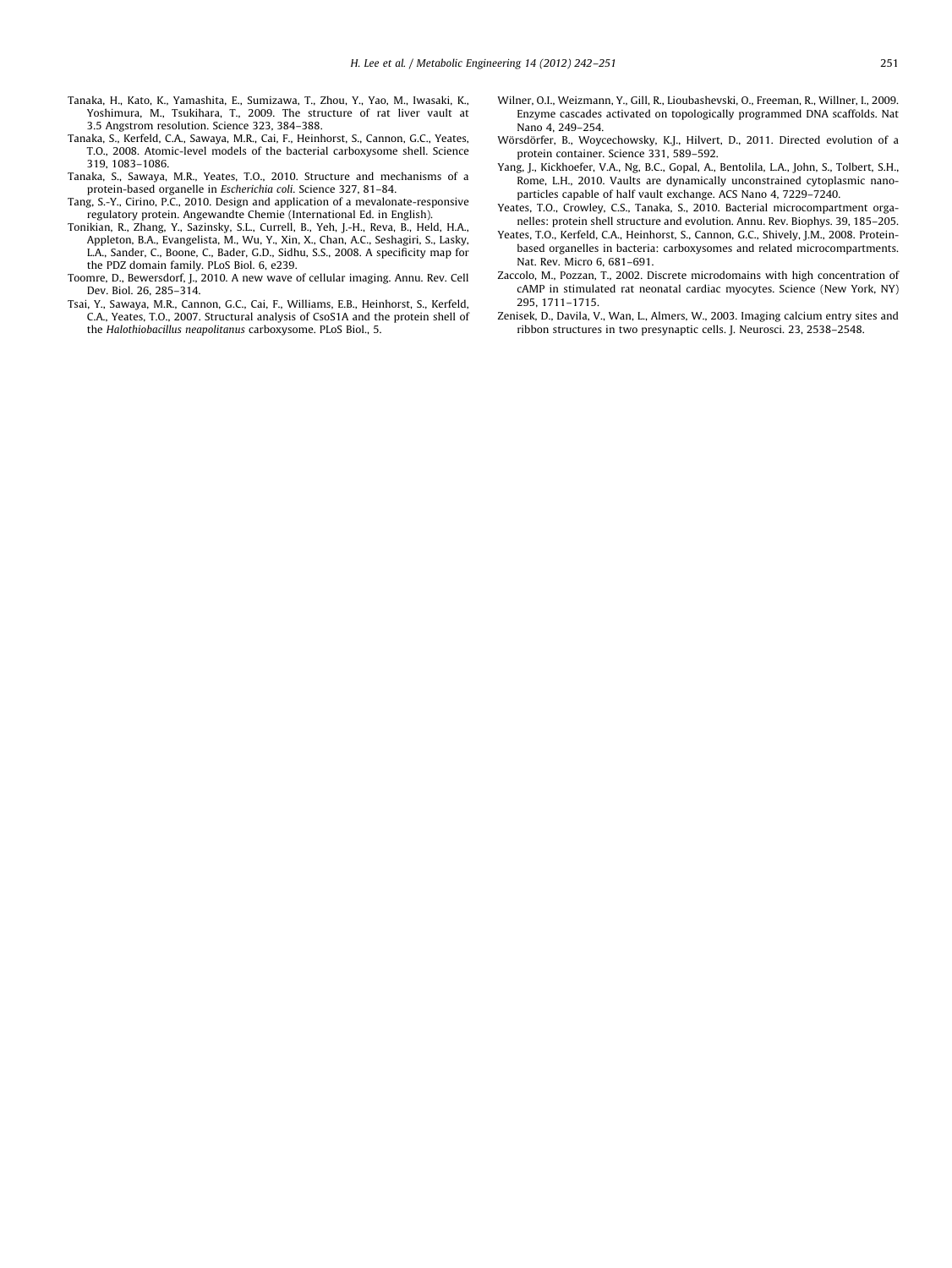Tanaka, H., Kato, K., Yamashita, E., Sumizawa, T., Zhou, Y., Yao, M., Iwasaki, K., Yoshimura, M., Tsukihara, T., 2009. The structure of rat liver vault at 3.5 Angstrom resolution. Science 323, 384–388.

Tanaka, S., Kerfeld, C.A., Sawaya, M.R., Cai, F., Heinhorst, S., Cannon, G.C., Yeates, T.O., 2008. Atomic-level models of the bacterial carboxysome shell. Science 319, 1083–1086.

Tanaka, S., Sawaya, M.R., Yeates, T.O., 2010. Structure and mechanisms of a protein-based organelle in *Escherichia coli*. Science 327, 81–84.

Tang, S.-Y., Cirino, P.C., 2010. Design and application of a mevalonate-responsive regulatory protein. Angewandte Chemie (International Ed. in English).

Tonikian, R., Zhang, Y., Sazinsky, S.L., Currell, B., Yeh, J.-H., Reva, B., Held, H.A., Appleton, B.A., Evangelista, M., Wu, Y., Xin, X., Chan, A.C., Seshagiri, S., Lasky, L.A., Sander, C., Boone, C., Bader, G.D., Sidhu, S.S., 2008. A specificity map for the PDZ domain family. PLoS Biol. 6, e239.

Toomre, D., Bewersdorf, J., 2010. A new wave of cellular imaging. Annu. Rev. Cell Dev. Biol. 26, 285–314.

Tsai, Y., Sawaya, M.R., Cannon, G.C., Cai, F., Williams, E.B., Heinhorst, S., Kerfeld, C.A., Yeates, T.O., 2007. Structural analysis of CsoS1A and the protein shell of the *Halothiobacillus neapolitanus* carboxysome. PLoS Biol., 5.

Wilner, O.I., Weizmann, Y., Gill, R., Lioubashevski, O., Freeman, R., Willner, I., 2009. Enzyme cascades activated on topologically programmed DNA scaffolds. Nat Nano 4, 249–254.

Wörsdörfer, B., Woycechowsky, K.J., Hilvert, D., 2011. Directed evolution of a protein container. Science 331, 589–592.

Yang, J., Kickhoefer, V.A., Ng, B.C., Gopal, A., Bentolila, L.A., John, S., Tolbert, S.H., Rome, L.H., 2010. Vaults are dynamically unconstrained cytoplasmic nanoparticles capable of half vault exchange. ACS Nano 4, 7229–7240.

Yeates, T.O., Crowley, C.S., Tanaka, S., 2010. Bacterial microcompartment organelles: protein shell structure and evolution. Annu. Rev. Biophys. 39, 185–205.

Yeates, T.O., Kerfeld, C.A., Heinhorst, S., Cannon, G.C., Shively, J.M., 2008. Protein-based organelles in bacteria: carboxysomes and related microcompartments. Nat. Rev. Micro 6, 681–691.

Zaccolo, M., Pozzan, T., 2002. Discrete microdomains with high concentration of cAMP in stimulated rat neonatal cardiac myocytes. Science (New York, NY) 295, 1711–1715.

Zenisek, D., Davila, V., Wan, L., Almers, W., 2003. Imaging calcium entry sites and ribbon structures in two presynaptic cells. J. Neurosci. 23, 2538–2548.